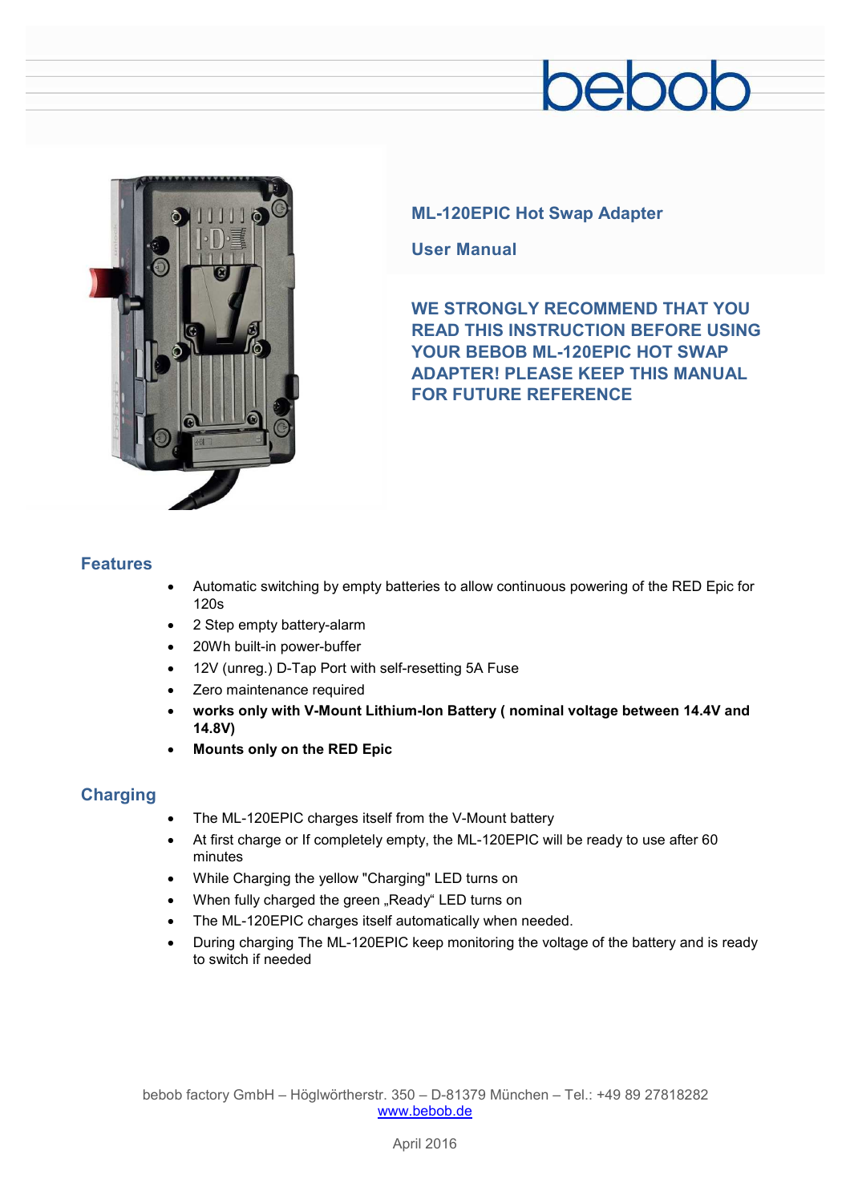bebob

# ML-120EPIC Hot Swap Adapter

## User Manual

**WE STRONGLY RECOMMEND THAT YOU READ THIS INSTRUCTION BEFORE USING YOUR BEBOB ML-120EPIC HOT SWAP ADAPTER! PLEASE KEEP THIS MANUAL FOR FUTURE REFERENCE**

## Features

- Automatic switching by empty batteries to allow continuous powering of the RED Epic for 120s
- 2 Step empty battery-alarm
- 20Wh built-in power-buffer
- 12V (unreg.) D-Tap Port with self-resetting 5A Fuse
- Zero maintenance required
- **works only with V-Mount Lithium-Ion Battery ( nominal voltage between 14.4V and 14.8V)**
- **Mounts only on the RED Epic**

## Charging

- The ML-120EPIC charges itself from the V-Mount battery
- At first charge or If completely empty, the ML-120EPIC will be ready to use after 60 minutes
- While Charging the yellow "Charging" LED turns on
- When fully charged the green „Ready“ LED turns on
- The ML-120EPIC charges itself automatically when needed.
- During charging The ML-120EPIC keep monitoring the voltage of the battery and is ready to switch if needed

bebob factory GmbH – Höglwörtherstr. 350 – D-81379 München – Tel.: +49 89 27818282
www.bebob.de

April 2016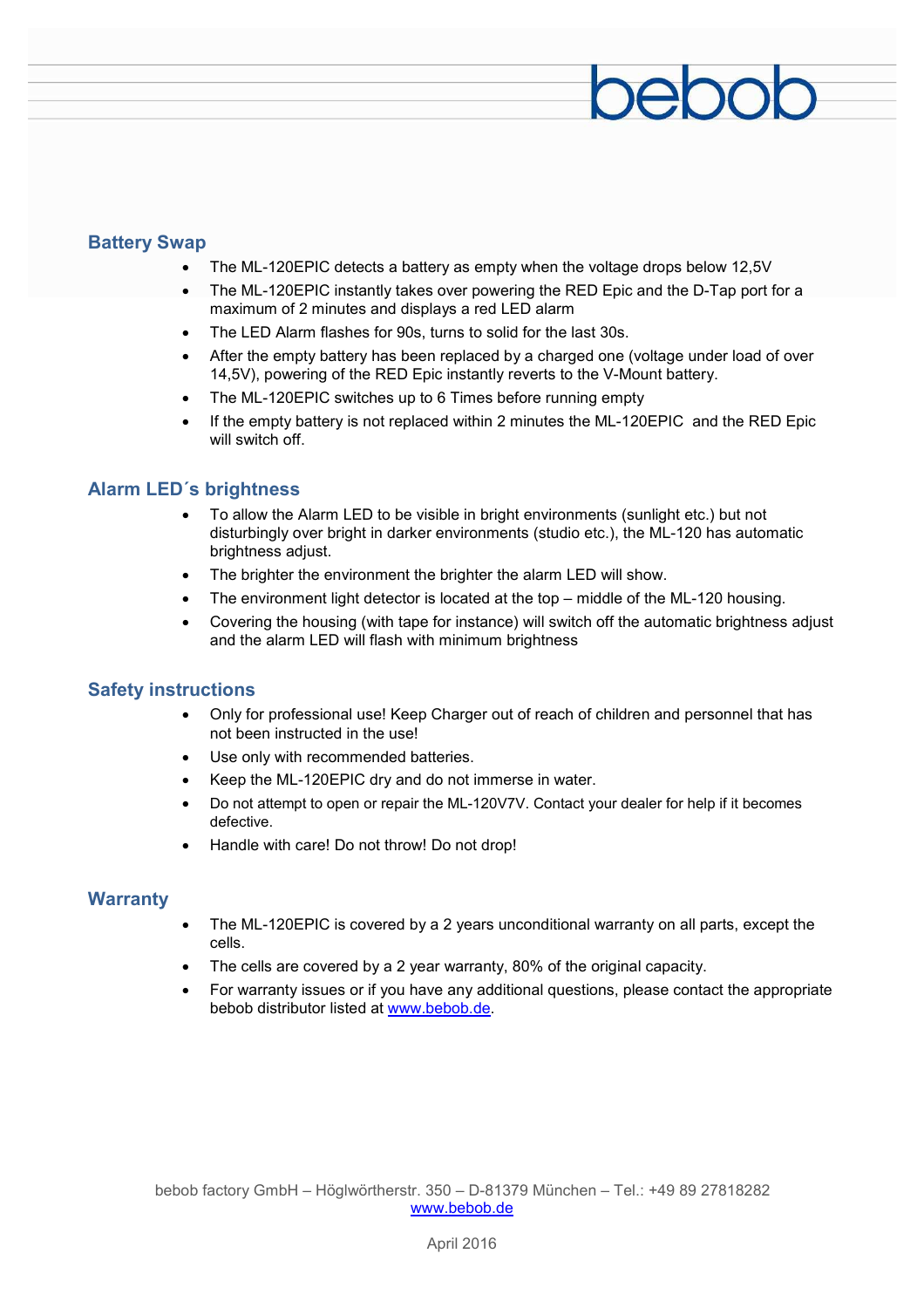## Battery Swap

- The ML-120EPIC detects a battery as empty when the voltage drops below 12,5V
- The ML-120EPIC instantly takes over powering the RED Epic and the D-Tap port for a maximum of 2 minutes and displays a red LED alarm
- The LED Alarm flashes for 90s, turns to solid for the last 30s.
- After the empty battery has been replaced by a charged one (voltage under load of over 14,5V), powering of the RED Epic instantly reverts to the V-Mount battery.
- The ML-120EPIC switches up to 6 Times before running empty
- If the empty battery is not replaced within 2 minutes the ML-120EPIC and the RED Epic will switch off.

## Alarm LED´s brightness

- To allow the Alarm LED to be visible in bright environments (sunlight etc.) but not disturbingly over bright in darker environments (studio etc.), the ML-120 has automatic brightness adjust.
- The brighter the environment the brighter the alarm LED will show.
- The environment light detector is located at the top – middle of the ML-120 housing.
- Covering the housing (with tape for instance) will switch off the automatic brightness adjust and the alarm LED will flash with minimum brightness

## Safety instructions

- Only for professional use! Keep Charger out of reach of children and personnel that has not been instructed in the use!
- Use only with recommended batteries.
- Keep the ML-120EPIC dry and do not immerse in water.
- Do not attempt to open or repair the ML-120V7V. Contact your dealer for help if it becomes defective.
- Handle with care! Do not throw! Do not drop!

## Warranty

- The ML-120EPIC is covered by a 2 years unconditional warranty on all parts, except the cells.
- The cells are covered by a 2 year warranty, 80% of the original capacity.
- For warranty issues or if you have any additional questions, please contact the appropriate bebob distributor listed at www.bebob.de.

bebob factory GmbH – Höglwörtherstr. 350 – D-81379 München – Tel.: +49 89 27818282
www.bebob.de

April 2016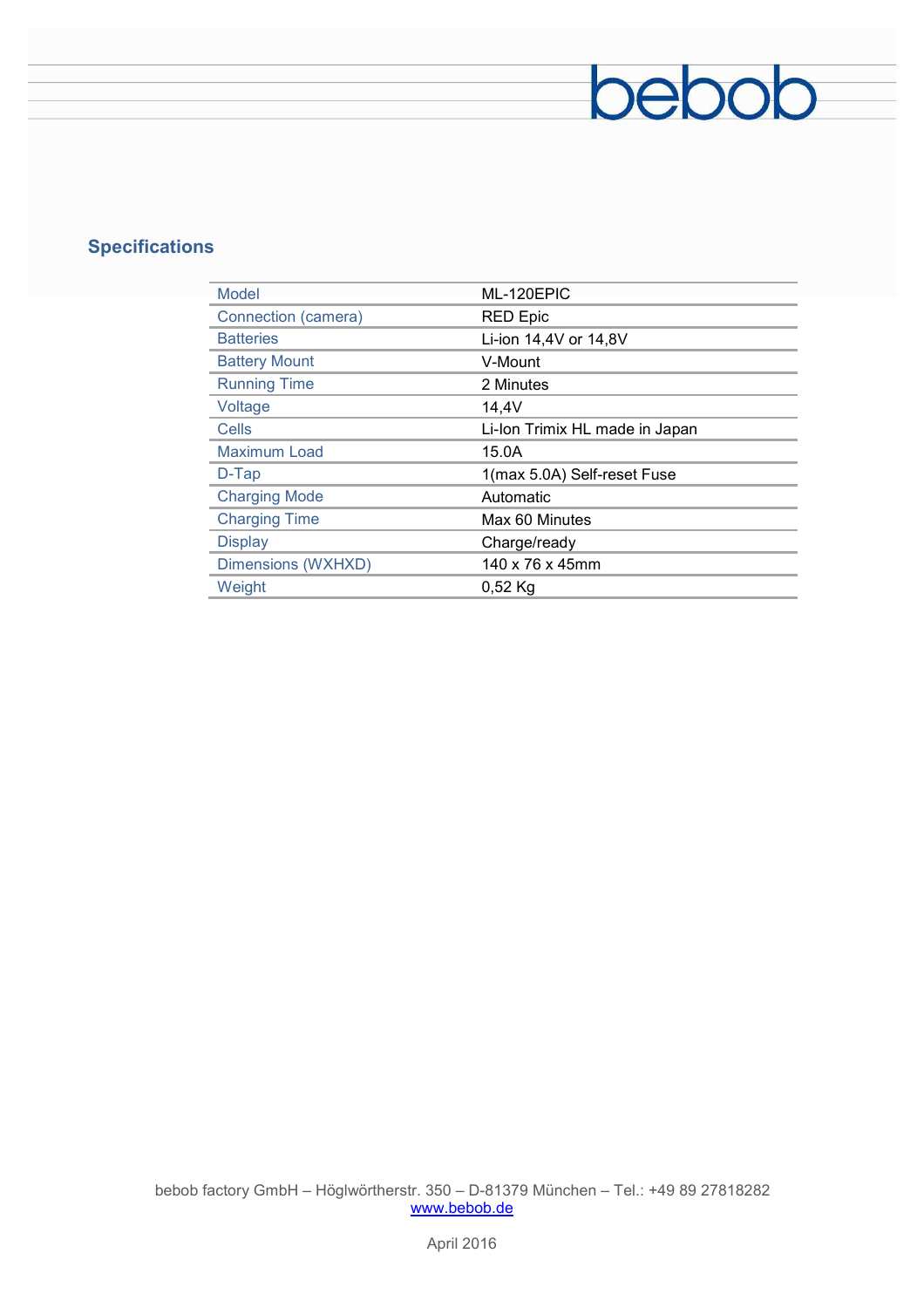## Specifications

| | |
|---|---|
| Model | ML-120EPIC |
| Connection (camera) | RED Epic |
| Batteries | Li-ion 14,4V or 14,8V |
| Battery Mount | V-Mount |
| Running Time | 2 Minutes |
| Voltage | 14,4V |
| Cells | Li-Ion Trimix HL made in Japan |
| Maximum Load | 15.0A |
| D-Tap | 1(max 5.0A) Self-reset Fuse |
| Charging Mode | Automatic |
| Charging Time | Max 60 Minutes |
| Display | Charge/ready |
| Dimensions (WXHXD) | 140 x 76 x 45mm |
| Weight | 0,52 Kg |

bebob factory GmbH – Höglwörtherstr. 350 – D-81379 München – Tel.: +49 89 27818282
www.bebob.de

April 2016